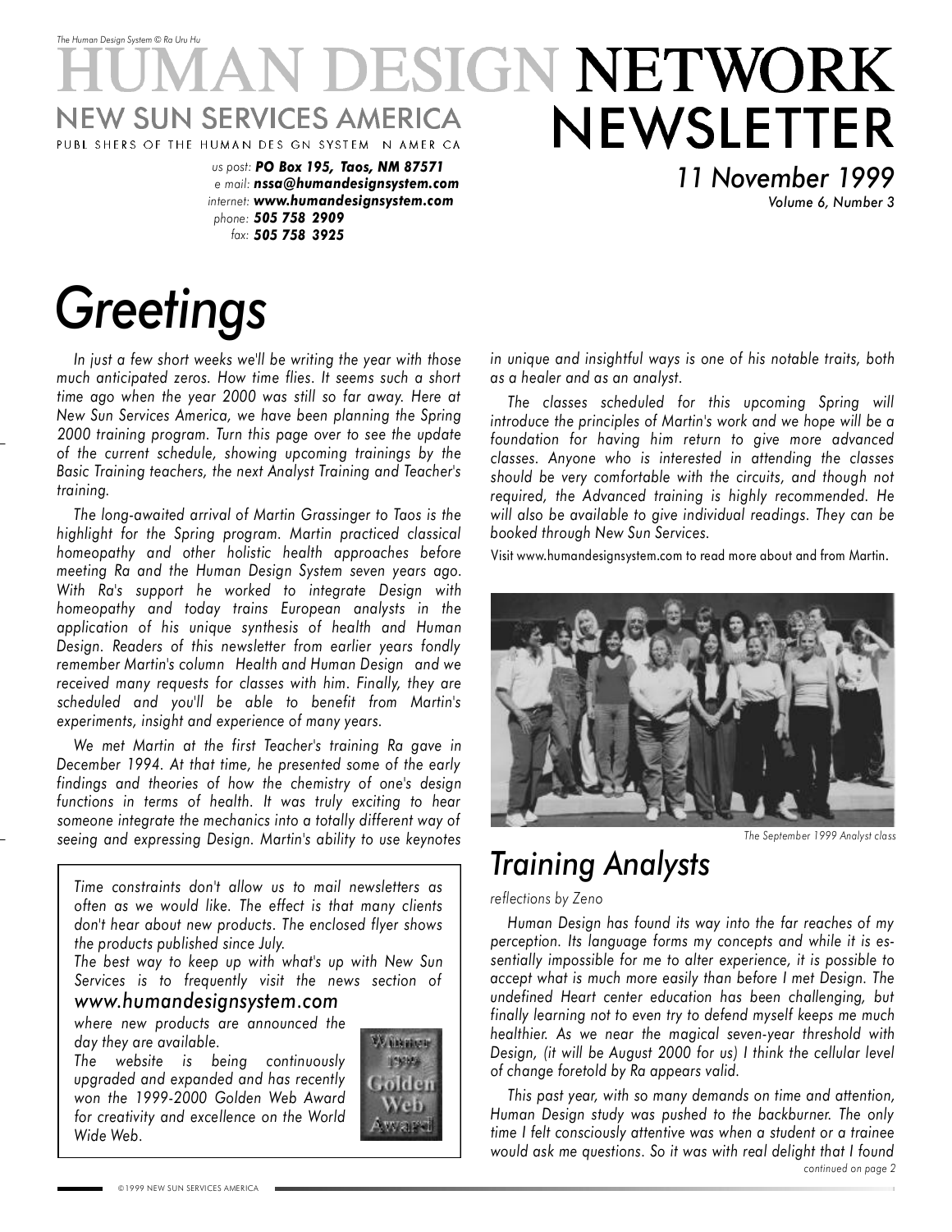*The Human Design System © Ra Uru Hu*

# HUMAN DESIGN NETWORK NEWSLETTER

NEW SUN SERVICES AMERICA

PUBLISHERS OF THE HUMAN DESIGN SYSTEM IN AMERICA

us post: ***PO Box 195, Taos, NM 87571***
e mail: ***nssa@humandesignsystem.com***
internet: ***www.humandesignsystem.com***
phone: ***505 758 2909***
fax: ***505 758 3925***

*11 November 1999*
*Volume 6, Number 3*

# *Greetings*

*In just a few short weeks we'll be writing the year with those much anticipated zeros. How time flies. It seems such a short time ago when the year 2000 was still so far away. Here at New Sun Services America, we have been planning the Spring 2000 training program. Turn this page over to see the update of the current schedule, showing upcoming trainings by the Basic Training teachers, the next Analyst Training and Teacher's training.*

*The long-awaited arrival of Martin Grassinger to Taos is the highlight for the Spring program. Martin practiced classical homeopathy and other holistic health approaches before meeting Ra and the Human Design System seven years ago. With Ra's support he worked to integrate Design with homeopathy and today trains European analysts in the application of his unique synthesis of health and Human Design. Readers of this newsletter from earlier years fondly remember Martin's column Health and Human Design and we received many requests for classes with him. Finally, they are scheduled and you'll be able to benefit from Martin's experiments, insight and experience of many years.*

*We met Martin at the first Teacher's training Ra gave in December 1994. At that time, he presented some of the early findings and theories of how the chemistry of one's design functions in terms of health. It was truly exciting to hear someone integrate the mechanics into a totally different way of seeing and expressing Design. Martin's ability to use keynotes in unique and insightful ways is one of his notable traits, both as a healer and as an analyst.*

*The classes scheduled for this upcoming Spring will introduce the principles of Martin's work and we hope will be a foundation for having him return to give more advanced classes. Anyone who is interested in attending the classes should be very comfortable with the circuits, and though not required, the Advanced training is highly recommended. He will also be available to give individual readings. They can be booked through New Sun Services.*

Visit www.humandesignsystem.com to read more about and from Martin.

*Time constraints don't allow us to mail newsletters as often as we would like. The effect is that many clients don't hear about new products. The enclosed flyer shows the products published since July.*

*The best way to keep up with what's up with New Sun Services is to frequently visit the news section of*

*www.humandesignsystem.com*

*where new products are announced the day they are available.*

*The website is being continuously upgraded and expanded and has recently won the 1999-2000 Golden Web Award for creativity and excellence on the World Wide Web.*

*The September 1999 Analyst class*

# *Training Analysts*

*reflections by Zeno*

*Human Design has found its way into the far reaches of my perception. Its language forms my concepts and while it is essentially impossible for me to alter experience, it is possible to accept what is much more easily than before I met Design. The undefined Heart center education has been challenging, but finally learning not to even try to defend myself keeps me much healthier. As we near the magical seven-year threshold with Design, (it will be August 2000 for us) I think the cellular level of change foretold by Ra appears valid.*

*This past year, with so many demands on time and attention, Human Design study was pushed to the backburner. The only time I felt consciously attentive was when a student or a trainee would ask me questions. So it was with real delight that I found*

*continued on page 2*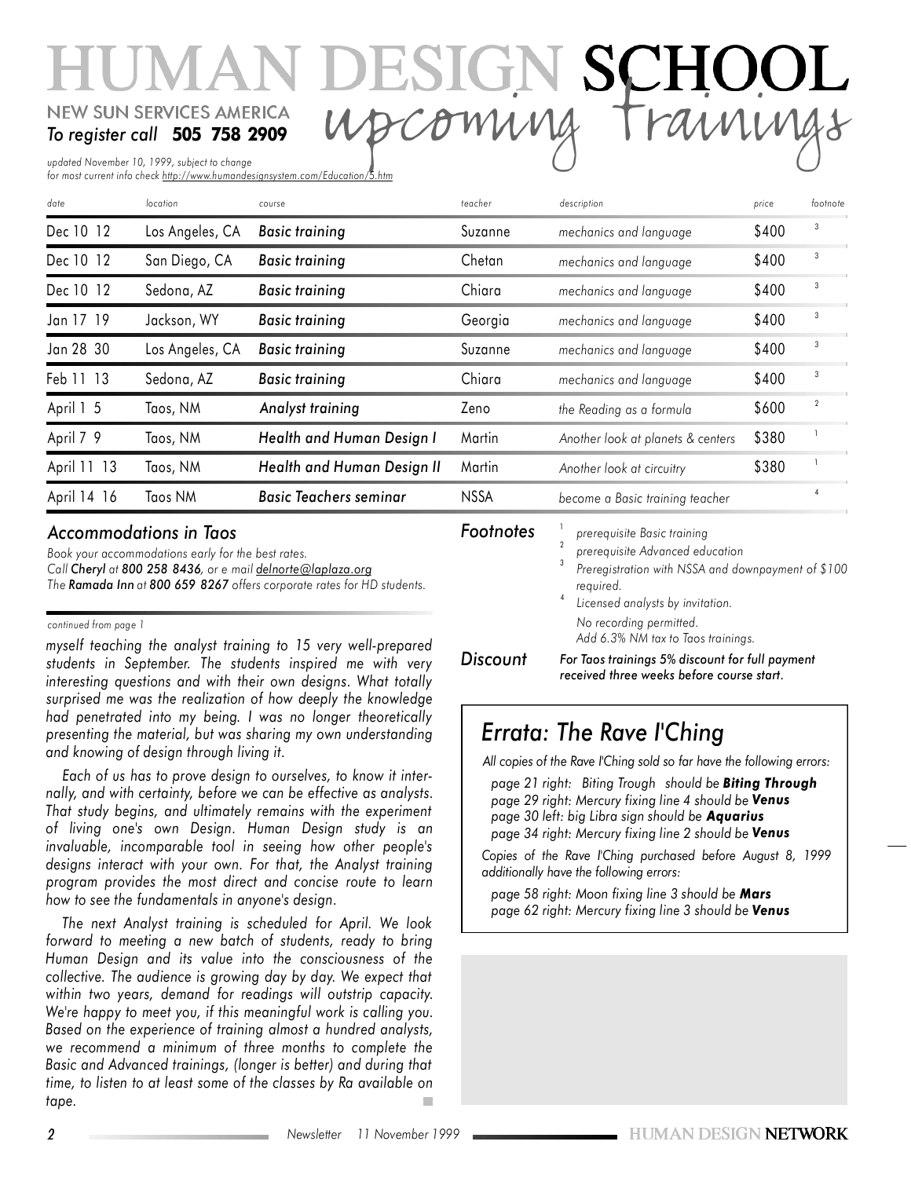# HUMAN DESIGN SCHOOL upcoming trainings

NEW SUN SERVICES AMERICA

*To register call* **505 758 2909**

*updated November 10, 1999, subject to change*
*for most current info check http://www.humandesignsystem.com/Education/5.htm*

| date | location | course | teacher | description | price | footnote |
|---|---|---|---|---|---|---|
| Dec 10 12 | Los Angeles, CA | *Basic training* | Suzanne | *mechanics and language* | $400 | 3 |
| Dec 10 12 | San Diego, CA | *Basic training* | Chetan | *mechanics and language* | $400 | 3 |
| Dec 10 12 | Sedona, AZ | *Basic training* | Chiara | *mechanics and language* | $400 | 3 |
| Jan 17 19 | Jackson, WY | *Basic training* | Georgia | *mechanics and language* | $400 | 3 |
| Jan 28 30 | Los Angeles, CA | *Basic training* | Suzanne | *mechanics and language* | $400 | 3 |
| Feb 11 13 | Sedona, AZ | *Basic training* | Chiara | *mechanics and language* | $400 | 3 |
| April 1 5 | Taos, NM | *Analyst training* | Zeno | *the Reading as a formula* | $600 | 2 |
| April 7 9 | Taos, NM | *Health and Human Design I* | Martin | *Another look at planets & centers* | $380 | 1 |
| April 11 13 | Taos, NM | *Health and Human Design II* | Martin | *Another look at circuitry* | $380 | 1 |
| April 14 16 | Taos NM | *Basic Teachers seminar* | NSSA | *become a Basic training teacher* | | 4 |

## *Accommodations in Taos*

*Book your accommodations early for the best rates.*
*Call **Cheryl** at **800 258 8436**, or e mail delnorte@laplaza.org*
*The **Ramada Inn** at **800 659 8267** offers corporate rates for HD students.*

## *Footnotes*

1. *prerequisite Basic training*
2. *prerequisite Advanced education*
3. *Preregistration with NSSA and downpayment of $100 required.*
4. *Licensed analysts by invitation.*

*No recording permitted.*
*Add 6.3% NM tax to Taos trainings.*

## *Discount*

***For Taos trainings 5% discount for full payment received three weeks before course start.***

*continued from page 1*

*myself teaching the analyst training to 15 very well-prepared students in September. The students inspired me with very interesting questions and with their own designs. What totally surprised me was the realization of how deeply the knowledge had penetrated into my being. I was no longer theoretically presenting the material, but was sharing my own understanding and knowing of design through living it.*

*Each of us has to prove design to ourselves, to know it internally, and with certainty, before we can be effective as analysts. That study begins, and ultimately remains with the experiment of living one's own Design. Human Design study is an invaluable, incomparable tool in seeing how other people's designs interact with your own. For that, the Analyst training program provides the most direct and concise route to learn how to see the fundamentals in anyone's design.*

*The next Analyst training is scheduled for April. We look forward to meeting a new batch of students, ready to bring Human Design and its value into the consciousness of the collective. The audience is growing day by day. We expect that within two years, demand for readings will outstrip capacity. We're happy to meet you, if this meaningful work is calling you. Based on the experience of training almost a hundred analysts, we recommend a minimum of three months to complete the Basic and Advanced trainings, (longer is better) and during that time, to listen to at least some of the classes by Ra available on tape.*

## *Errata: The Rave I'Ching*

*All copies of the Rave I'Ching sold so far have the following errors:*

*page 21 right: Biting Trough should be **Biting Through***
*page 29 right: Mercury fixing line 4 should be **Venus***
*page 30 left: big Libra sign should be **Aquarius***
*page 34 right: Mercury fixing line 2 should be **Venus***

*Copies of the Rave I'Ching purchased before August 8, 1999 additionally have the following errors:*

*page 58 right: Moon fixing line 3 should be **Mars***
*page 62 right: Mercury fixing line 3 should be **Venus***